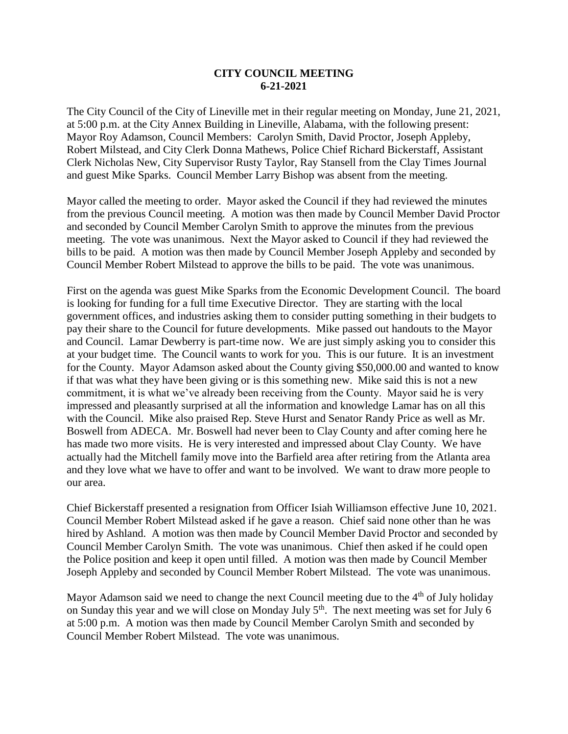**CITY COUNCIL MEETING**
**6-21-2021**

The City Council of the City of Lineville met in their regular meeting on Monday, June 21, 2021, at 5:00 p.m. at the City Annex Building in Lineville, Alabama, with the following present: Mayor Roy Adamson, Council Members: Carolyn Smith, David Proctor, Joseph Appleby, Robert Milstead, and City Clerk Donna Mathews, Police Chief Richard Bickerstaff, Assistant Clerk Nicholas New, City Supervisor Rusty Taylor, Ray Stansell from the Clay Times Journal and guest Mike Sparks. Council Member Larry Bishop was absent from the meeting.

Mayor called the meeting to order. Mayor asked the Council if they had reviewed the minutes from the previous Council meeting. A motion was then made by Council Member David Proctor and seconded by Council Member Carolyn Smith to approve the minutes from the previous meeting. The vote was unanimous. Next the Mayor asked to Council if they had reviewed the bills to be paid. A motion was then made by Council Member Joseph Appleby and seconded by Council Member Robert Milstead to approve the bills to be paid. The vote was unanimous.

First on the agenda was guest Mike Sparks from the Economic Development Council. The board is looking for funding for a full time Executive Director. They are starting with the local government offices, and industries asking them to consider putting something in their budgets to pay their share to the Council for future developments. Mike passed out handouts to the Mayor and Council. Lamar Dewberry is part-time now. We are just simply asking you to consider this at your budget time. The Council wants to work for you. This is our future. It is an investment for the County. Mayor Adamson asked about the County giving $50,000.00 and wanted to know if that was what they have been giving or is this something new. Mike said this is not a new commitment, it is what we've already been receiving from the County. Mayor said he is very impressed and pleasantly surprised at all the information and knowledge Lamar has on all this with the Council. Mike also praised Rep. Steve Hurst and Senator Randy Price as well as Mr. Boswell from ADECA. Mr. Boswell had never been to Clay County and after coming here he has made two more visits. He is very interested and impressed about Clay County. We have actually had the Mitchell family move into the Barfield area after retiring from the Atlanta area and they love what we have to offer and want to be involved. We want to draw more people to our area.

Chief Bickerstaff presented a resignation from Officer Isiah Williamson effective June 10, 2021. Council Member Robert Milstead asked if he gave a reason. Chief said none other than he was hired by Ashland. A motion was then made by Council Member David Proctor and seconded by Council Member Carolyn Smith. The vote was unanimous. Chief then asked if he could open the Police position and keep it open until filled. A motion was then made by Council Member Joseph Appleby and seconded by Council Member Robert Milstead. The vote was unanimous.

Mayor Adamson said we need to change the next Council meeting due to the 4th of July holiday on Sunday this year and we will close on Monday July 5th. The next meeting was set for July 6 at 5:00 p.m. A motion was then made by Council Member Carolyn Smith and seconded by Council Member Robert Milstead. The vote was unanimous.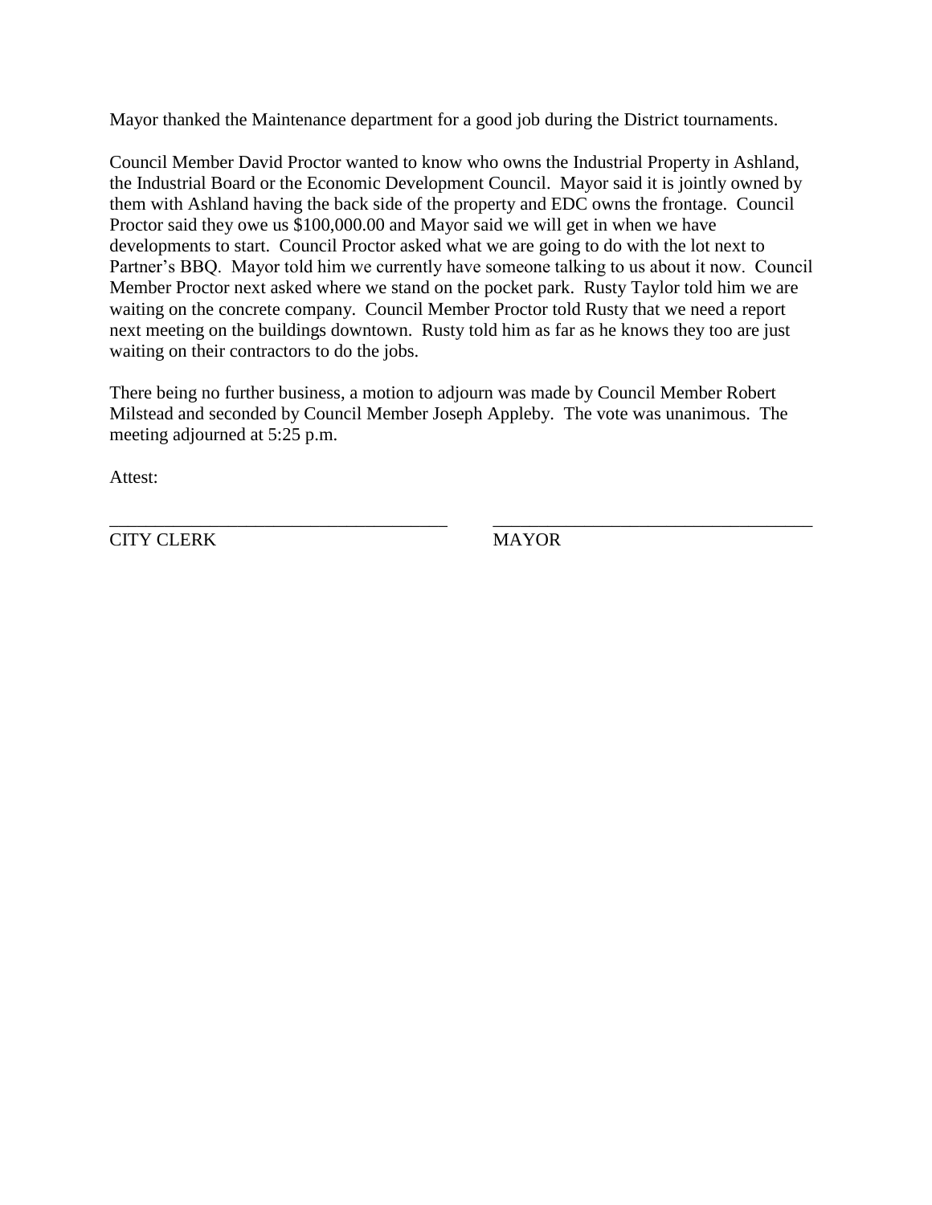Mayor thanked the Maintenance department for a good job during the District tournaments.

Council Member David Proctor wanted to know who owns the Industrial Property in Ashland, the Industrial Board or the Economic Development Council. Mayor said it is jointly owned by them with Ashland having the back side of the property and EDC owns the frontage. Council Proctor said they owe us $100,000.00 and Mayor said we will get in when we have developments to start. Council Proctor asked what we are going to do with the lot next to Partner's BBQ. Mayor told him we currently have someone talking to us about it now. Council Member Proctor next asked where we stand on the pocket park. Rusty Taylor told him we are waiting on the concrete company. Council Member Proctor told Rusty that we need a report next meeting on the buildings downtown. Rusty told him as far as he knows they too are just waiting on their contractors to do the jobs.

There being no further business, a motion to adjourn was made by Council Member Robert Milstead and seconded by Council Member Joseph Appleby. The vote was unanimous. The meeting adjourned at 5:25 p.m.

Attest:

______________________________________ ______________________________________

CITY CLERK MAYOR